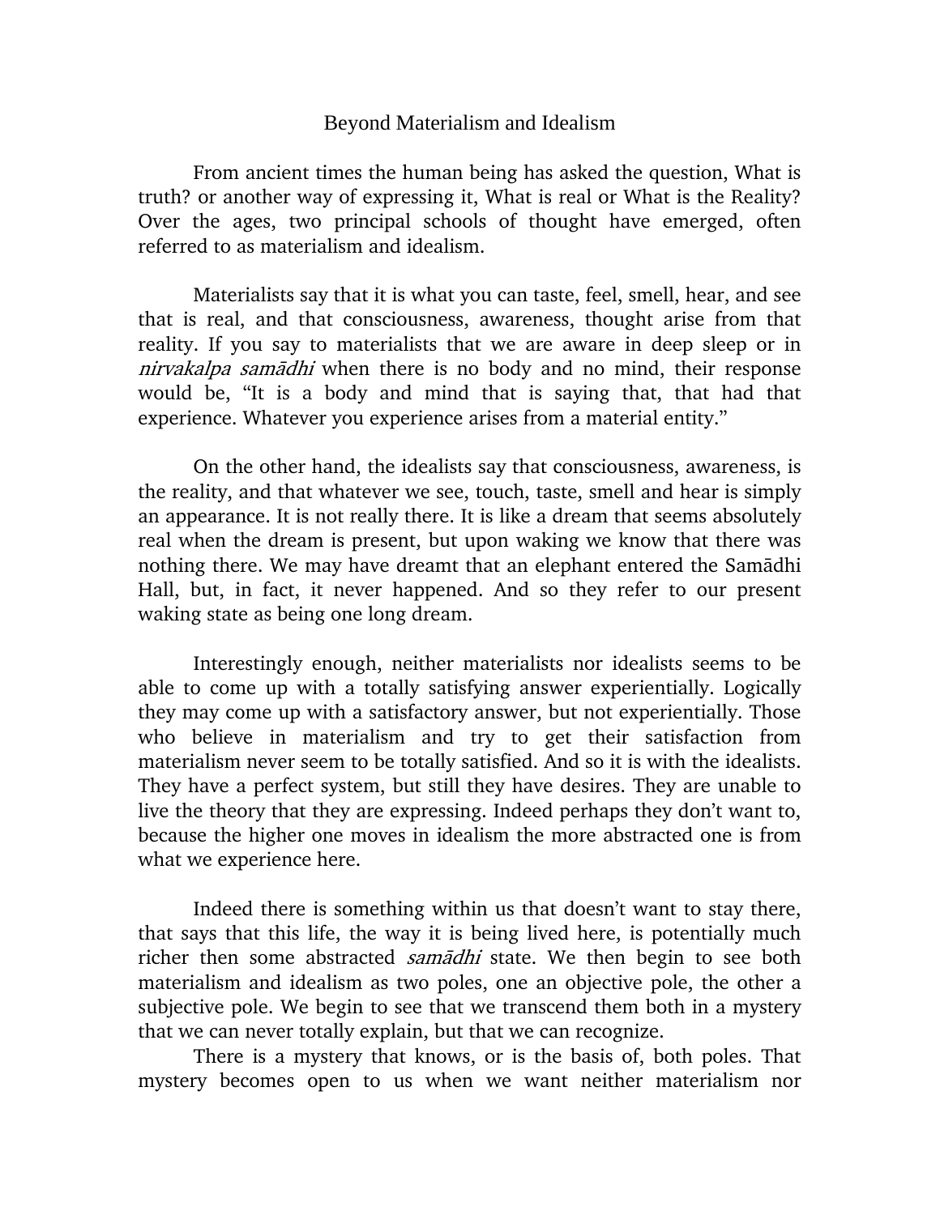# Beyond Materialism and Idealism

From ancient times the human being has asked the question, What is truth? or another way of expressing it, What is real or What is the Reality? Over the ages, two principal schools of thought have emerged, often referred to as materialism and idealism.

Materialists say that it is what you can taste, feel, smell, hear, and see that is real, and that consciousness, awareness, thought arise from that reality. If you say to materialists that we are aware in deep sleep or in *nirvakalpa samādhi* when there is no body and no mind, their response would be, "It is a body and mind that is saying that, that had that experience. Whatever you experience arises from a material entity."

On the other hand, the idealists say that consciousness, awareness, is the reality, and that whatever we see, touch, taste, smell and hear is simply an appearance. It is not really there. It is like a dream that seems absolutely real when the dream is present, but upon waking we know that there was nothing there. We may have dreamt that an elephant entered the Samādhi Hall, but, in fact, it never happened. And so they refer to our present waking state as being one long dream.

Interestingly enough, neither materialists nor idealists seems to be able to come up with a totally satisfying answer experientially. Logically they may come up with a satisfactory answer, but not experientially. Those who believe in materialism and try to get their satisfaction from materialism never seem to be totally satisfied. And so it is with the idealists. They have a perfect system, but still they have desires. They are unable to live the theory that they are expressing. Indeed perhaps they don't want to, because the higher one moves in idealism the more abstracted one is from what we experience here.

Indeed there is something within us that doesn't want to stay there, that says that this life, the way it is being lived here, is potentially much richer then some abstracted *samādhi* state. We then begin to see both materialism and idealism as two poles, one an objective pole, the other a subjective pole. We begin to see that we transcend them both in a mystery that we can never totally explain, but that we can recognize.

There is a mystery that knows, or is the basis of, both poles. That mystery becomes open to us when we want neither materialism nor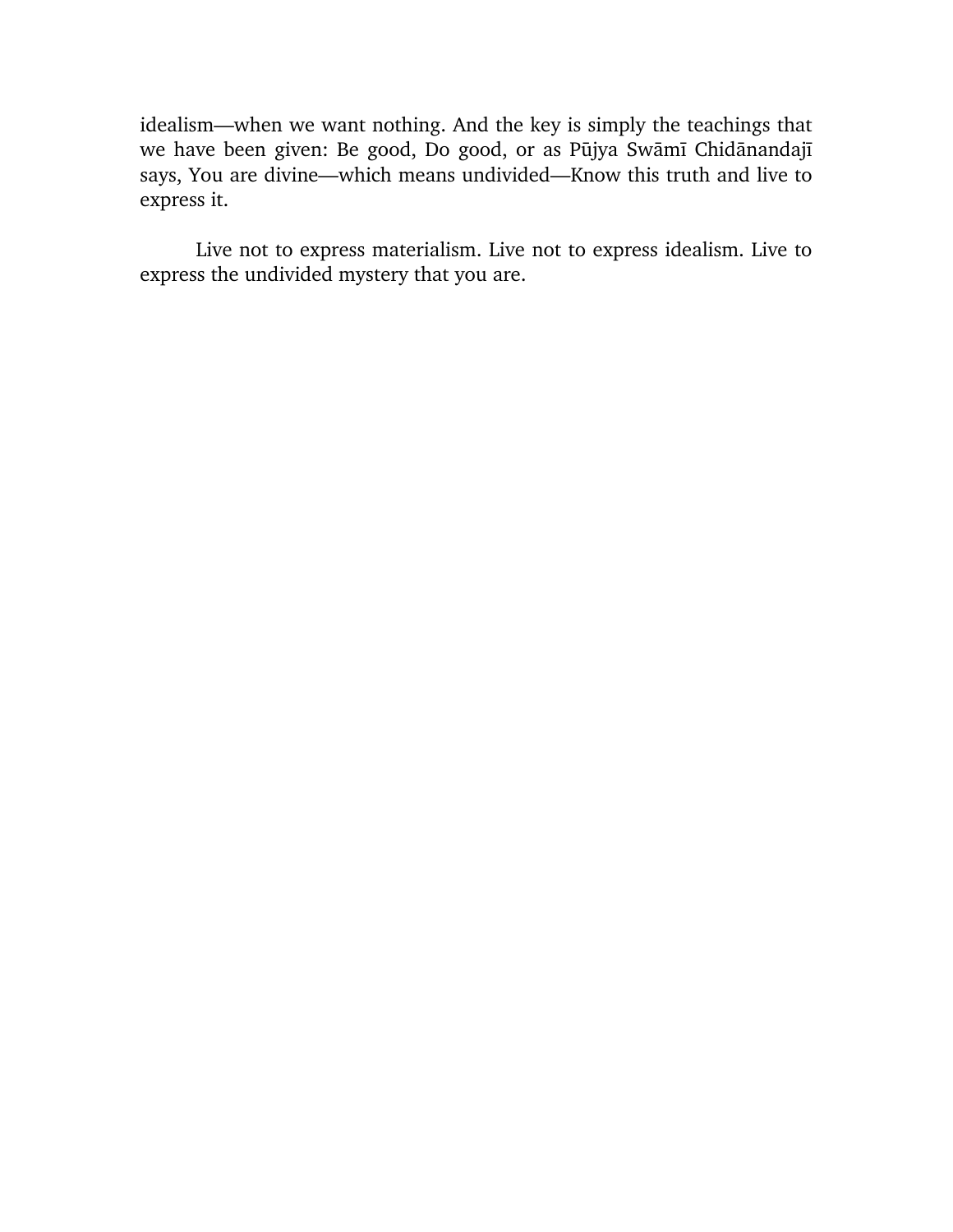idealism—when we want nothing. And the key is simply the teachings that we have been given: Be good, Do good, or as Pūjya Swāmī Chidānandajī says, You are divine—which means undivided—Know this truth and live to express it.

Live not to express materialism. Live not to express idealism. Live to express the undivided mystery that you are.